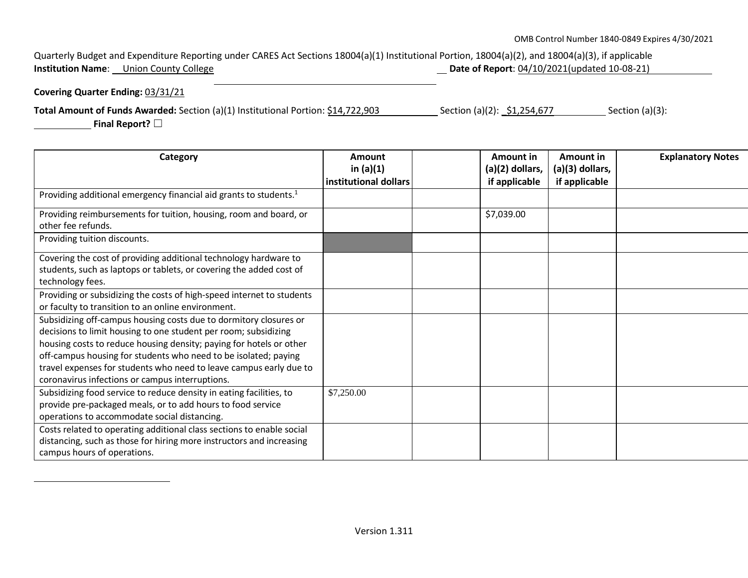OMB Control Number 1840-0849 Expires 4/30/2021

Quarterly Budget and Expenditure Reporting under CARES Act Sections 18004(a)(1) Institutional Portion, 18004(a)(2), and 18004(a)(3), if applicable

**Institution Name**: Union County College **Date of Report**: 04/10/2021(updated 10-08-21)

**Covering Quarter Ending:** 03/31/21

**Total Amount of Funds Awarded:** Section (a)(1) Institutional Portion: $14,722,903 Section (a)(2): $1,254,677 Section (a)(3): **Final Report?** ☐

| Category | Amount in (a)(1) institutional dollars | | Amount in (a)(2) dollars, if applicable | Amount in (a)(3) dollars, if applicable | Explanatory Notes |
|---|---|---|---|---|---|
| Providing additional emergency financial aid grants to students.[1] | | | | | |
| Providing reimbursements for tuition, housing, room and board, or other fee refunds. | | | $7,039.00 | | |
| Providing tuition discounts. | | | | | |
| Covering the cost of providing additional technology hardware to students, such as laptops or tablets, or covering the added cost of technology fees. | | | | | |
| Providing or subsidizing the costs of high-speed internet to students or faculty to transition to an online environment. | | | | | |
| Subsidizing off-campus housing costs due to dormitory closures or decisions to limit housing to one student per room; subsidizing housing costs to reduce housing density; paying for hotels or other off-campus housing for students who need to be isolated; paying travel expenses for students who need to leave campus early due to coronavirus infections or campus interruptions. | | | | | |
| Subsidizing food service to reduce density in eating facilities, to provide pre-packaged meals, or to add hours to food service operations to accommodate social distancing. | $7,250.00 | | | | |
| Costs related to operating additional class sections to enable social distancing, such as those for hiring more instructors and increasing campus hours of operations. | | | | | |

Version 1.311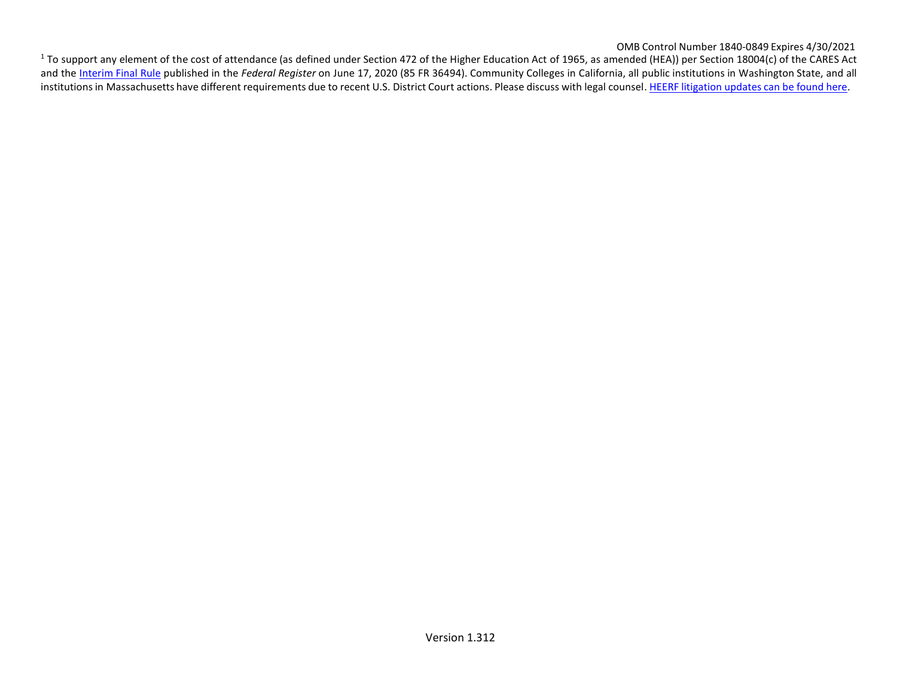[1] To support any element of the cost of attendance (as defined under Section 472 of the Higher Education Act of 1965, as amended (HEA)) per Section 18004(c) of the CARES Act and the Interim Final Rule published in the *Federal Register* on June 17, 2020 (85 FR 36494). Community Colleges in California, all public institutions in Washington State, and all institutions in Massachusetts have different requirements due to recent U.S. District Court actions. Please discuss with legal counsel. HEERF litigation updates can be found here.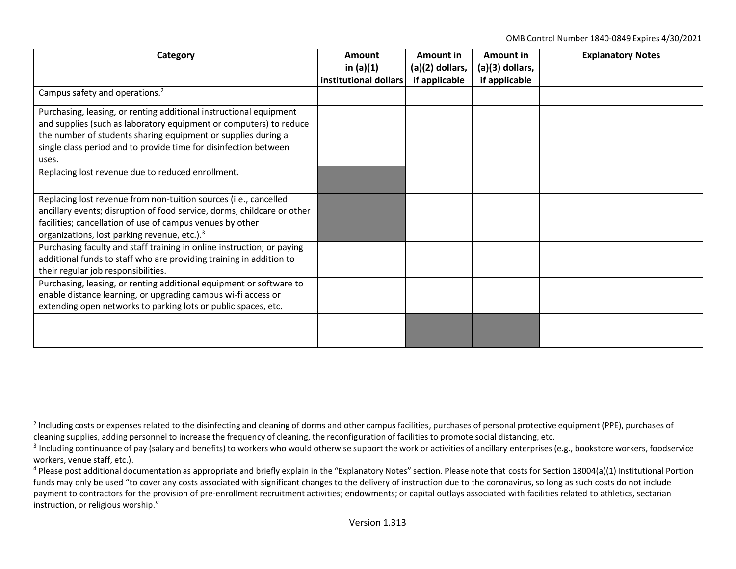| Category | Amount in (a)(1) institutional dollars | Amount in (a)(2) dollars, if applicable | Amount in (a)(3) dollars, if applicable | Explanatory Notes |
|---|---|---|---|---|
| Campus safety and operations.[2] | | | | |
| Purchasing, leasing, or renting additional instructional equipment and supplies (such as laboratory equipment or computers) to reduce the number of students sharing equipment or supplies during a single class period and to provide time for disinfection between uses. | | | | |
| Replacing lost revenue due to reduced enrollment. | | | | |
| Replacing lost revenue from non-tuition sources (i.e., cancelled ancillary events; disruption of food service, dorms, childcare or other facilities; cancellation of use of campus venues by other organizations, lost parking revenue, etc.).[3] | | | | |
| Purchasing faculty and staff training in online instruction; or paying additional funds to staff who are providing training in addition to their regular job responsibilities. | | | | |
| Purchasing, leasing, or renting additional equipment or software to enable distance learning, or upgrading campus wi-fi access or extending open networks to parking lots or public spaces, etc. | | | | |
| | | | | |

[2] Including costs or expenses related to the disinfecting and cleaning of dorms and other campus facilities, purchases of personal protective equipment (PPE), purchases of cleaning supplies, adding personnel to increase the frequency of cleaning, the reconfiguration of facilities to promote social distancing, etc.

[3] Including continuance of pay (salary and benefits) to workers who would otherwise support the work or activities of ancillary enterprises (e.g., bookstore workers, foodservice workers, venue staff, etc.).

[4] Please post additional documentation as appropriate and briefly explain in the "Explanatory Notes" section. Please note that costs for Section 18004(a)(1) Institutional Portion funds may only be used "to cover any costs associated with significant changes to the delivery of instruction due to the coronavirus, so long as such costs do not include payment to contractors for the provision of pre-enrollment recruitment activities; endowments; or capital outlays associated with facilities related to athletics, sectarian instruction, or religious worship."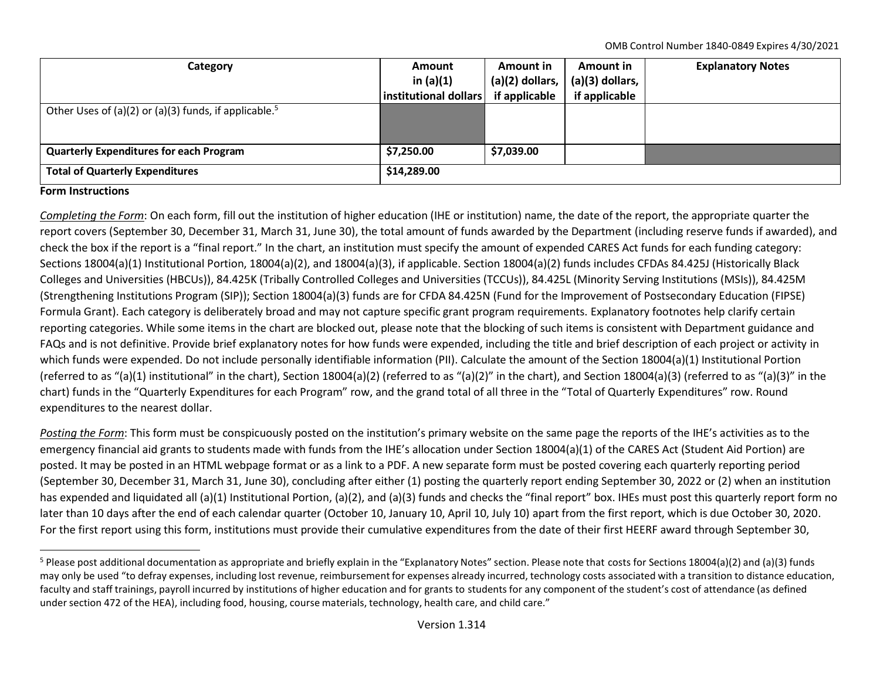| Category | Amount in (a)(1) institutional dollars | Amount in (a)(2) dollars, if applicable | Amount in (a)(3) dollars, if applicable | Explanatory Notes |
|---|---|---|---|---|
| Other Uses of (a)(2) or (a)(3) funds, if applicable.[5] | | | | |
| **Quarterly Expenditures for each Program** | $7,250.00 | $7,039.00 | | |
| **Total of Quarterly Expenditures** | $14,289.00 | | | |

**Form Instructions**

*Completing the Form*: On each form, fill out the institution of higher education (IHE or institution) name, the date of the report, the appropriate quarter the report covers (September 30, December 31, March 31, June 30), the total amount of funds awarded by the Department (including reserve funds if awarded), and check the box if the report is a "final report." In the chart, an institution must specify the amount of expended CARES Act funds for each funding category: Sections 18004(a)(1) Institutional Portion, 18004(a)(2), and 18004(a)(3), if applicable. Section 18004(a)(2) funds includes CFDAs 84.425J (Historically Black Colleges and Universities (HBCUs)), 84.425K (Tribally Controlled Colleges and Universities (TCCUs)), 84.425L (Minority Serving Institutions (MSIs)), 84.425M (Strengthening Institutions Program (SIP)); Section 18004(a)(3) funds are for CFDA 84.425N (Fund for the Improvement of Postsecondary Education (FIPSE) Formula Grant). Each category is deliberately broad and may not capture specific grant program requirements. Explanatory footnotes help clarify certain reporting categories. While some items in the chart are blocked out, please note that the blocking of such items is consistent with Department guidance and FAQs and is not definitive. Provide brief explanatory notes for how funds were expended, including the title and brief description of each project or activity in which funds were expended. Do not include personally identifiable information (PII). Calculate the amount of the Section 18004(a)(1) Institutional Portion (referred to as "(a)(1) institutional" in the chart), Section 18004(a)(2) (referred to as "(a)(2)" in the chart), and Section 18004(a)(3) (referred to as "(a)(3)" in the chart) funds in the "Quarterly Expenditures for each Program" row, and the grand total of all three in the "Total of Quarterly Expenditures" row. Round expenditures to the nearest dollar.

*Posting the Form*: This form must be conspicuously posted on the institution's primary website on the same page the reports of the IHE's activities as to the emergency financial aid grants to students made with funds from the IHE's allocation under Section 18004(a)(1) of the CARES Act (Student Aid Portion) are posted. It may be posted in an HTML webpage format or as a link to a PDF. A new separate form must be posted covering each quarterly reporting period (September 30, December 31, March 31, June 30), concluding after either (1) posting the quarterly report ending September 30, 2022 or (2) when an institution has expended and liquidated all (a)(1) Institutional Portion, (a)(2), and (a)(3) funds and checks the "final report" box. IHEs must post this quarterly report form no later than 10 days after the end of each calendar quarter (October 10, January 10, April 10, July 10) apart from the first report, which is due October 30, 2020. For the first report using this form, institutions must provide their cumulative expenditures from the date of their first HEERF award through September 30,

[5] Please post additional documentation as appropriate and briefly explain in the "Explanatory Notes" section. Please note that costs for Sections 18004(a)(2) and (a)(3) funds may only be used "to defray expenses, including lost revenue, reimbursement for expenses already incurred, technology costs associated with a transition to distance education, faculty and staff trainings, payroll incurred by institutions of higher education and for grants to students for any component of the student's cost of attendance (as defined under section 472 of the HEA), including food, housing, course materials, technology, health care, and child care."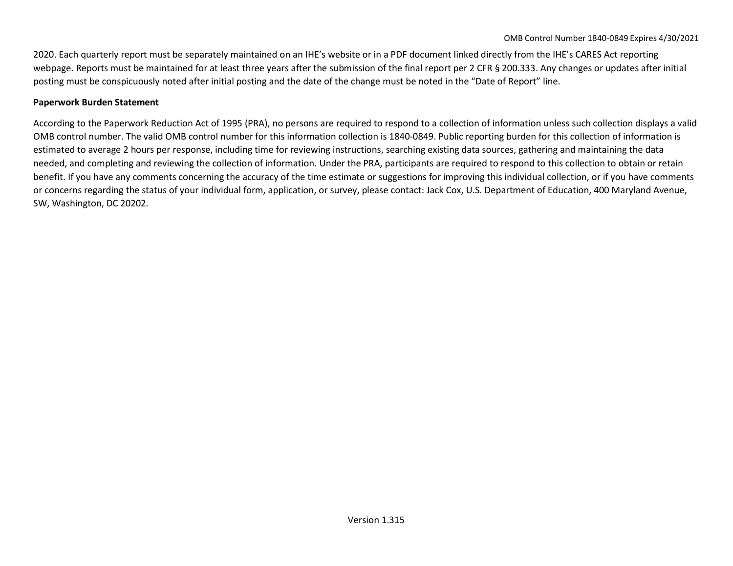2020. Each quarterly report must be separately maintained on an IHE's website or in a PDF document linked directly from the IHE's CARES Act reporting webpage. Reports must be maintained for at least three years after the submission of the final report per 2 CFR § 200.333. Any changes or updates after initial posting must be conspicuously noted after initial posting and the date of the change must be noted in the "Date of Report" line.

**Paperwork Burden Statement**

According to the Paperwork Reduction Act of 1995 (PRA), no persons are required to respond to a collection of information unless such collection displays a valid OMB control number. The valid OMB control number for this information collection is 1840-0849. Public reporting burden for this collection of information is estimated to average 2 hours per response, including time for reviewing instructions, searching existing data sources, gathering and maintaining the data needed, and completing and reviewing the collection of information. Under the PRA, participants are required to respond to this collection to obtain or retain benefit. If you have any comments concerning the accuracy of the time estimate or suggestions for improving this individual collection, or if you have comments or concerns regarding the status of your individual form, application, or survey, please contact: Jack Cox, U.S. Department of Education, 400 Maryland Avenue, SW, Washington, DC 20202.